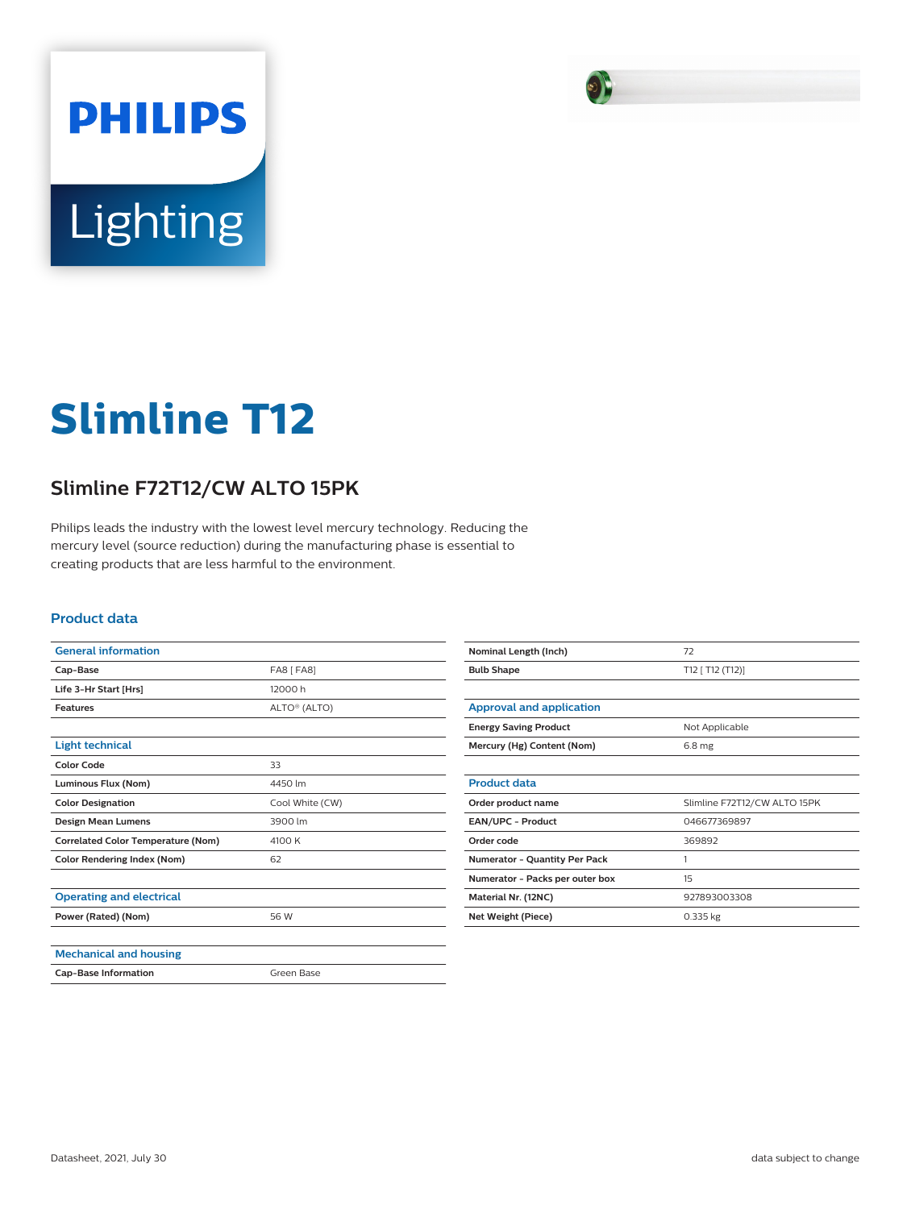# Slimline T12

## Slimline F72T12/CW ALTO 15PK

Philips leads the industry with the lowest level mercury technology. Reducing the mercury level (source reduction) during the manufacturing phase is essential to creating products that are less harmful to the environment.

### Product data

| General information | |
|---|---|
| Cap-Base | FA8 [ FA8] |
| Life 3-Hr Start [Hrs] | 12000 h |
| Features | ALTO® (ALTO) |

| Light technical | |
|---|---|
| Color Code | 33 |
| Luminous Flux (Nom) | 4450 lm |
| Color Designation | Cool White (CW) |
| Design Mean Lumens | 3900 lm |
| Correlated Color Temperature (Nom) | 4100 K |
| Color Rendering Index (Nom) | 62 |

| Operating and electrical | |
|---|---|
| Power (Rated) (Nom) | 56 W |

| Mechanical and housing | |
|---|---|
| Cap-Base Information | Green Base |
| Nominal Length (Inch) | 72 |
| Bulb Shape | T12 [ T12 (T12)] |

| Approval and application | |
|---|---|
| Energy Saving Product | Not Applicable |
| Mercury (Hg) Content (Nom) | 6.8 mg |

| Product data | |
|---|---|
| Order product name | Slimline F72T12/CW ALTO 15PK |
| EAN/UPC - Product | 046677369897 |
| Order code | 369892 |
| Numerator - Quantity Per Pack | 1 |
| Numerator - Packs per outer box | 15 |
| Material Nr. (12NC) | 927893003308 |
| Net Weight (Piece) | 0.335 kg |

Datasheet, 2021, July 30

data subject to change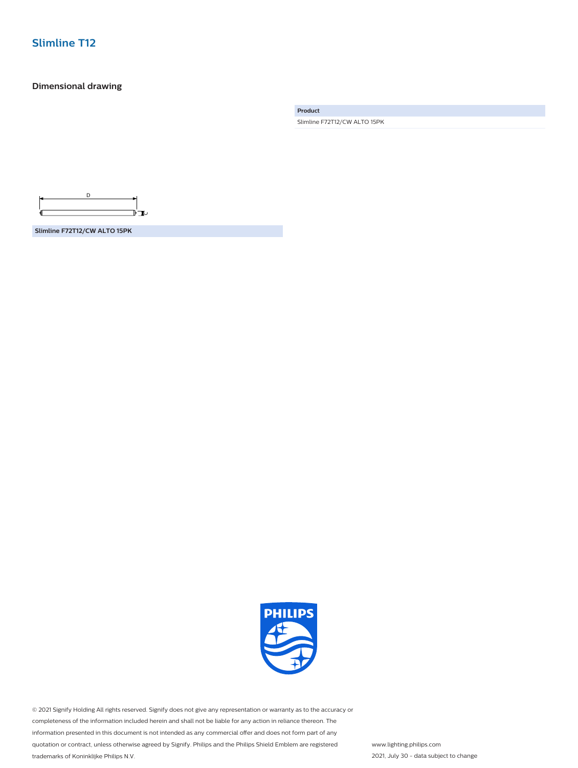## Slimline T12

### Dimensional drawing

| Product |
| --- |
| Slimline F72T12/CW ALTO 15PK |

D

**Slimline F72T12/CW ALTO 15PK**

© 2021 Signify Holding All rights reserved. Signify does not give any representation or warranty as to the accuracy or completeness of the information included herein and shall not be liable for any action in reliance thereon. The information presented in this document is not intended as any commercial offer and does not form part of any quotation or contract, unless otherwise agreed by Signify. Philips and the Philips Shield Emblem are registered trademarks of Koninklijke Philips N.V.

www.lighting.philips.com

2021, July 30 - data subject to change